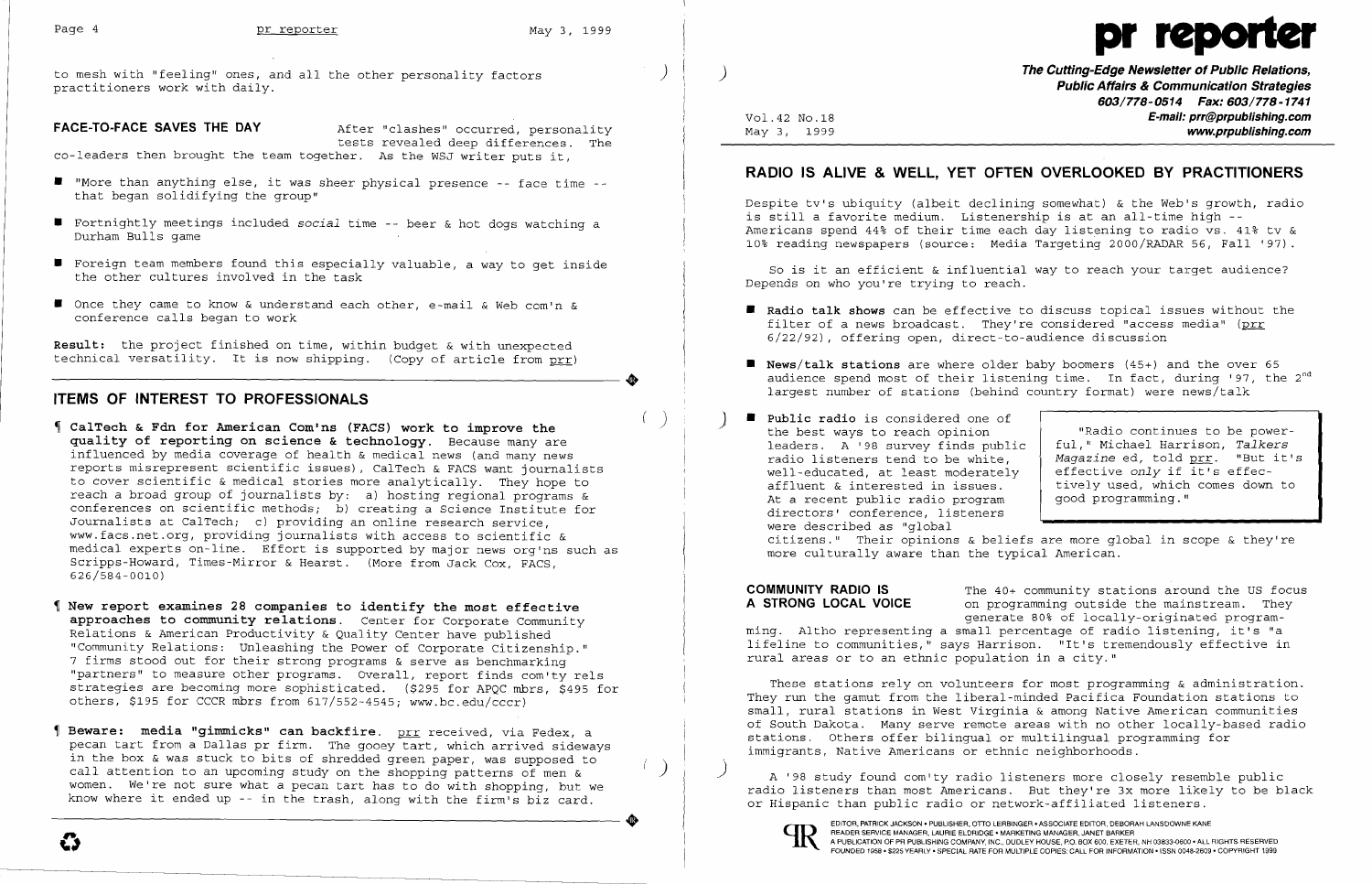to mesh with "feeling" ones, and all the other personality factors practitioners work with daily.

**FACE-TO-FACE SAVES THE DAY** After "clashes" occurred, personality tests revealed deep differences. The co-leaders then brought the team together. As the WSJ writer puts it,

- "More than anything else, it was sheer physical presence -- face time -- that began solidifying the group"
- Fortnightly meetings included *social* time -- beer & hot dogs watching a Durham Bulls game
- Foreign team members found this especially valuable, a way to get inside the other cultures involved in the task
- Once they came to know & understand each other, e-mail & Web com'n & conference calls began to work

**Result:** the project finished on time, within budget & with unexpected technical versatility. It is now shipping. (Copy of article from prr)

## ITEMS OF INTEREST TO PROFESSIONALS

¶ **CalTech & Fdn for American Com'ns (FACS) work to improve the quality of reporting on science & technology.** Because many are influenced by media coverage of health & medical news (and many news reports misrepresent scientific issues), CalTech & FACS want journalists to cover scientific & medical stories more analytically. They hope to reach a broad group of journalists by: a) hosting regional programs & conferences on scientific methods; b) creating a Science Institute for Journalists at CalTech; c) providing an online research service, www.facs.net.org, providing journalists with access to scientific & medical experts on-line. Effort is supported by major news org'ns such as Scripps-Howard, Times-Mirror & Hearst. (More from Jack Cox, FACS, 626/584-0010)

¶ **New report examines 28 companies to identify the most effective approaches to community relations.** Center for Corporate Community Relations & American Productivity & Quality Center have published "Community Relations: Unleashing the Power of Corporate Citizenship." 7 firms stood out for their strong programs & serve as benchmarking "partners" to measure other programs. Overall, report finds com'ty rels strategies are becoming more sophisticated. ($295 for APQC mbrs, $495 for others, $195 for CCCR mbrs from 617/552-4545; www.bc.edu/cccr)

¶ **Beware: media "gimmicks" can backfire.** prr received, via Fedex, a pecan tart from a Dallas pr firm. The gooey tart, which arrived sideways in the box & was stuck to bits of shredded green paper, was supposed to call attention to an upcoming study on the shopping patterns of men & women. We're not sure what a pecan tart has to do with shopping, but we know where it ended up -- in the trash, along with the firm's biz card.

# pr reporter

**The Cutting-Edge Newsletter of Public Relations, Public Affairs & Communication Strategies**
603/778-0514 Fax: 603/778-1741
E-mail: prr@prpublishing.com
www.prpublishing.com

Vol.42 No.18
May 3, 1999

## RADIO IS ALIVE & WELL, YET OFTEN OVERLOOKED BY PRACTITIONERS

Despite tv's ubiquity (albeit declining somewhat) & the Web's growth, radio is still a favorite medium. Listenership is at an all-time high -- Americans spend 44% of their time each day listening to radio vs. 41% tv & 10% reading newspapers (source: Media Targeting 2000/RADAR 56, Fall '97).

So is it an efficient & influential way to reach your target audience? Depends on who you're trying to reach.

- **Radio talk shows** can be effective to discuss topical issues without the filter of a news broadcast. They're considered "access media" (prr 6/22/92), offering open, direct-to-audience discussion
- **News/talk stations** are where older baby boomers (45+) and the over 65 audience spend most of their listening time. In fact, during '97, the 2nd largest number of stations (behind country format) were news/talk
- **Public radio** is considered one of the best ways to reach opinion leaders. A '98 survey finds public radio listeners tend to be white, well-educated, at least moderately affluent & interested in issues. At a recent public radio program directors' conference, listeners were described as "global citizens." Their opinions & beliefs are more global in scope & they're more culturally aware than the typical American.

> "Radio continues to be powerful," Michael Harrison, *Talkers Magazine* ed, told prr. "But it's effective *only* if it's effectively used, which comes down to good programming."

**COMMUNITY RADIO IS A STRONG LOCAL VOICE** The 40+ community stations around the US focus on programming outside the mainstream. They generate 80% of locally-originated programming. Altho representing a small percentage of radio listening, it's "a lifeline to communities," says Harrison. "It's tremendously effective in rural areas or to an ethnic population in a city."

These stations rely on volunteers for most programming & administration. They run the gamut from the liberal-minded Pacifica Foundation stations to small, rural stations in West Virginia & among Native American communities of South Dakota. Many serve remote areas with no other locally-based radio stations. Others offer bilingual or multilingual programming for immigrants, Native Americans or ethnic neighborhoods.

A '98 study found com'ty radio listeners more closely resemble public radio listeners than most Americans. But they're 3x more likely to be black or Hispanic than public radio or network-affiliated listeners.

EDITOR, PATRICK JACKSON • PUBLISHER, OTTO LERBINGER • ASSOCIATE EDITOR, DEBORAH LANSDOWNE KANE
READER SERVICE MANAGER, LAURIE ELDRIDGE • MARKETING MANAGER, JANET BARKER
A PUBLICATION OF PR PUBLISHING COMPANY, INC., DUDLEY HOUSE, P.O. BOX 600, EXETER, NH 03833-0600 • ALL RIGHTS RESERVED
FOUNDED 1958 • $225 YEARLY • SPECIAL RATE FOR MULTIPLE COPIES: CALL FOR INFORMATION • ISSN 0048-2609 • COPYRIGHT 1999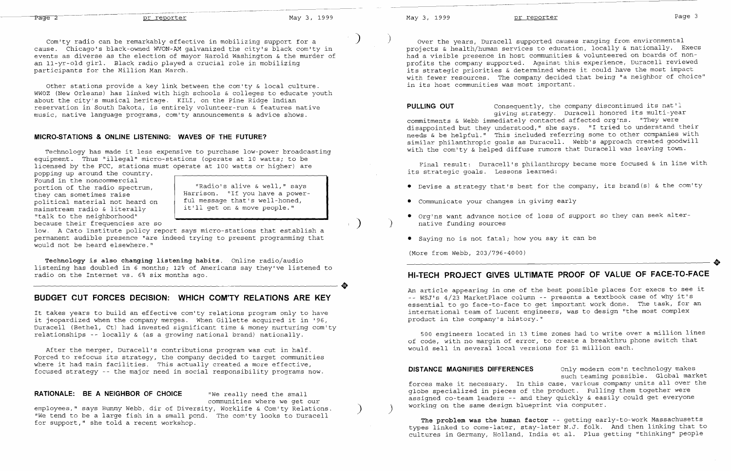Com'ty radio can be remarkably effective in mobilizing support for a cause. Chicago's black-owned WVON-AM galvanized the city's black com'ty in events as diverse as the election of mayor Harold Washington & the murder of an 11-yr-old girl. Black radio played a crucial role in mobilizing participants for the Million Man March.

Other stations provide a key link between the com'ty & local culture. WWOZ (New Orleans) has linked with high schools & colleges to educate youth about the city's musical heritage. KILI, on the Pine Ridge Indian reservation in South Dakota, is entirely volunteer-run & features native music, native language programs, com'ty announcements & advice shows.

## MICRO-STATIONS & ONLINE LISTENING: WAVES OF THE FUTURE?

Technology has made it less expensive to purchase low-power broadcasting equipment. Thus "illegal" micro-stations (operate at 10 watts; to be licensed by the FCC, stations must operate at 100 watts or higher) are popping up around the country. Found in the noncommercial portion of the radio spectrum, they can sometimes raise political material not heard on mainstream radio & literally "talk to the neighborhood" because their frequencies are so low. A Cato Institute policy report says micro-stations that establish a permanent audible presence "are indeed trying to present programming that would not be heard elsewhere."

> "Radio's alive & well," says Harrison. "If you have a powerful message that's well-honed, it'll get on & move people."

**Technology is also changing listening habits**. Online radio/audio listening has doubled in 6 months; 12% of Americans say they've listened to radio on the Internet vs. 6% six months ago.

## BUDGET CUT FORCES DECISION: WHICH COM'TY RELATIONS ARE KEY

It takes years to build an effective com'ty relations program only to have it jeopardized when the company merges. When Gillette acquired it in '96, Duracell (Bethel, Ct) had invested significant time & money nurturing com'ty relationships -- locally & (as a growing national brand) nationally.

After the merger, Duracell's contributions program was cut in half. Forced to refocus its strategy, the company decided to target communities where it had main facilities. This actually created a more effective, focused strategy -- the major need in social responsibility programs now.

**RATIONALE: BE A NEIGHBOR OF CHOICE** "We really need the small communities where we get our employees," says Bunny Webb, dir of Diversity, Worklife & Com'ty Relations. "We tend to be a large fish in a small pond. The com'ty looks to Duracell for support," she told a recent workshop.

Over the years, Duracell supported causes ranging from environmental projects & health/human services to education, locally & nationally. Execs had a visible presence in host communities & volunteered on boards of nonprofits the company supported. Against this experience, Duracell reviewed its strategic priorities & determined where it could have the most impact with fewer resources. The company decided that being "a neighbor of choice" in its host communities was most important.

**PULLING OUT** Consequently, the company discontinued its nat'l giving strategy. Duracell honored its multi-year commitments & Webb immediately contacted affected org'ns. "They were disappointed but they understood," she says. "I tried to understand their needs & be helpful." This included referring some to other companies with similar philanthropic goals as Duracell. Webb's approach created goodwill with the com'ty & helped diffuse rumors that Duracell was leaving town.

Final result: Duracell's philanthropy became more focused & in line with its strategic goals. Lessons learned:

- Devise a strategy that's best for the company, its brand(s) & the com'ty
- Communicate your changes in giving early
- Org'ns want advance notice of loss of support so they can seek alternative funding sources
- Saying no is not fatal; how you say it can be

(More from Webb, 203/796-4000)

## HI-TECH PROJECT GIVES ULTIMATE PROOF OF VALUE OF FACE-TO-FACE

An article appearing in one of the best possible places for execs to see it -- WSJ's 4/23 MarketPlace column -- presents a textbook case of why it's essential to go face-to-face to get important work done. The task, for an international team of Lucent engineers, was to design "the most complex product in the company's history."

500 engineers located in 13 time zones had to write over a million lines of code, with no margin of error, to create a breakthru phone switch that would sell in several local versions for $1 million each.

**DISTANCE MAGNIFIES DIFFERENCES** Only modern com'n technology makes such teaming possible. Global market forces make it necessary. In this case, various company units all over the globe specialized in pieces of the product. Pulling them together were assigned co-team leaders -- and they quickly & easily could get everyone working on the same design blueprint via computer.

**The problem was the human factor** -- getting early-to-work Massachusetts types linked to come-later, stay-later N.J. folk. And then linking that to cultures in Germany, Holland, India et al. Plus getting "thinking" people